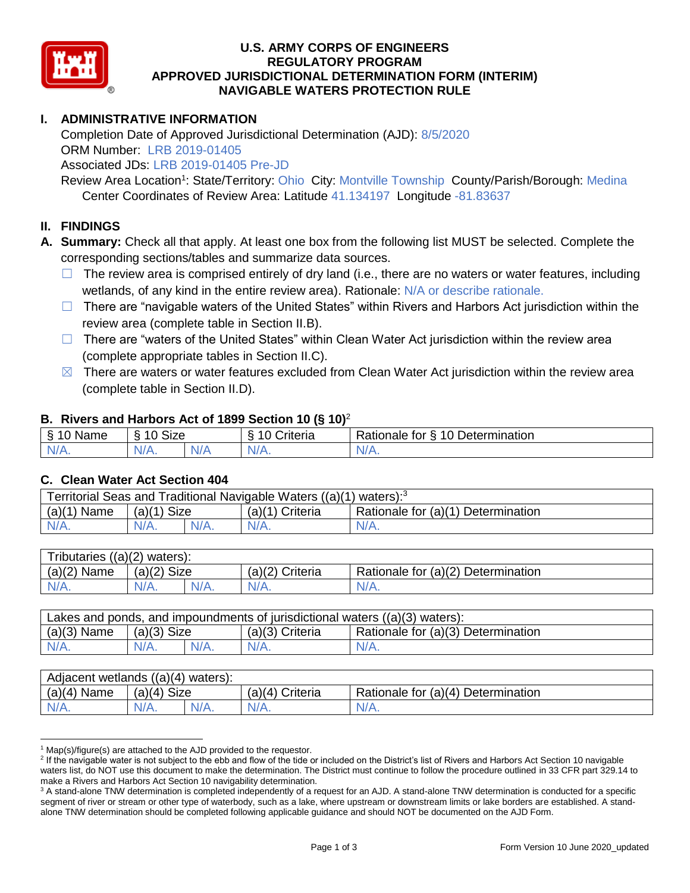# U.S. ARMY CORPS OF ENGINEERS
# REGULATORY PROGRAM
# APPROVED JURISDICTIONAL DETERMINATION FORM (INTERIM)
# NAVIGABLE WATERS PROTECTION RULE

## I. ADMINISTRATIVE INFORMATION

Completion Date of Approved Jurisdictional Determination (AJD): 8/5/2020
ORM Number: LRB 2019-01405
Associated JDs: LRB 2019-01405 Pre-JD
Review Area Location[1]: State/Territory: Ohio City: Montville Township County/Parish/Borough: Medina
Center Coordinates of Review Area: Latitude 41.134197 Longitude -81.83637

## II. FINDINGS

**A. Summary:** Check all that apply. At least one box from the following list MUST be selected. Complete the corresponding sections/tables and summarize data sources.

- ☐ The review area is comprised entirely of dry land (i.e., there are no waters or water features, including wetlands, of any kind in the entire review area). Rationale: N/A or describe rationale.
- ☐ There are "navigable waters of the United States" within Rivers and Harbors Act jurisdiction within the review area (complete table in Section II.B).
- ☐ There are "waters of the United States" within Clean Water Act jurisdiction within the review area (complete appropriate tables in Section II.C).
- ☒ There are waters or water features excluded from Clean Water Act jurisdiction within the review area (complete table in Section II.D).

### B. Rivers and Harbors Act of 1899 Section 10 (§ 10)[2]

| § 10 Name | § 10 Size | | § 10 Criteria | Rationale for § 10 Determination |
|---|---|---|---|---|
| N/A. | N/A. | N/A | N/A. | N/A. |

### C. Clean Water Act Section 404

| Territorial Seas and Traditional Navigable Waters ((a)(1) waters):[3] | | | | |
|---|---|---|---|---|
| (a)(1) Name | (a)(1) Size | | (a)(1) Criteria | Rationale for (a)(1) Determination |
| N/A. | N/A. | N/A. | N/A. | N/A. |

| Tributaries ((a)(2) waters): | | | | |
|---|---|---|---|---|
| (a)(2) Name | (a)(2) Size | | (a)(2) Criteria | Rationale for (a)(2) Determination |
| N/A. | N/A. | N/A. | N/A. | N/A. |

| Lakes and ponds, and impoundments of jurisdictional waters ((a)(3) waters): | | | | |
|---|---|---|---|---|
| (a)(3) Name | (a)(3) Size | | (a)(3) Criteria | Rationale for (a)(3) Determination |
| N/A. | N/A. | N/A. | N/A. | N/A. |

| Adjacent wetlands ((a)(4) waters): | | | | |
|---|---|---|---|---|
| (a)(4) Name | (a)(4) Size | | (a)(4) Criteria | Rationale for (a)(4) Determination |
| N/A. | N/A. | N/A. | N/A. | N/A. |

---

[1] Map(s)/figure(s) are attached to the AJD provided to the requestor.
[2] If the navigable water is not subject to the ebb and flow of the tide or included on the District's list of Rivers and Harbors Act Section 10 navigable waters list, do NOT use this document to make the determination. The District must continue to follow the procedure outlined in 33 CFR part 329.14 to make a Rivers and Harbors Act Section 10 navigability determination.
[3] A stand-alone TNW determination is completed independently of a request for an AJD. A stand-alone TNW determination is conducted for a specific segment of river or stream or other type of waterbody, such as a lake, where upstream or downstream limits or lake borders are established. A stand-alone TNW determination should be completed following applicable guidance and should NOT be documented on the AJD Form.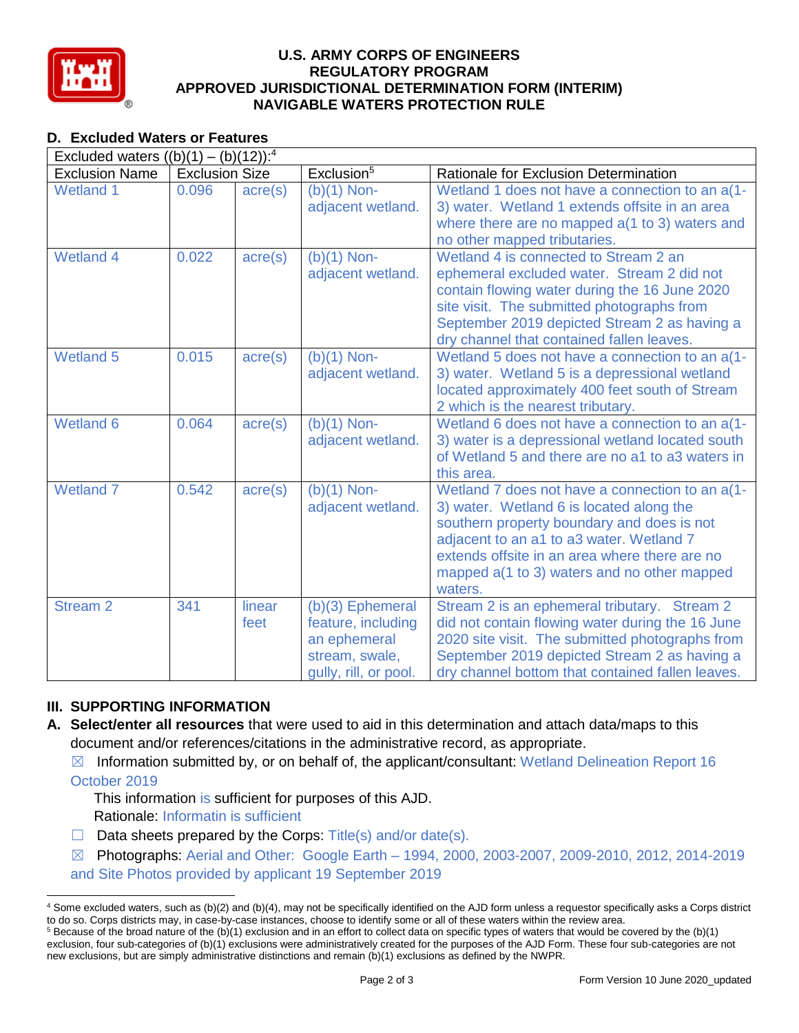## D. Excluded Waters or Features

Excluded waters ((b)(1) – (b)(12)):[4]

| Exclusion Name | Exclusion Size | | Exclusion[5] | Rationale for Exclusion Determination |
|---|---|---|---|---|
| Wetland 1 | 0.096 | acre(s) | (b)(1) Non-adjacent wetland. | Wetland 1 does not have a connection to an a(1-3) water. Wetland 1 extends offsite in an area where there are no mapped a(1 to 3) waters and no other mapped tributaries. |
| Wetland 4 | 0.022 | acre(s) | (b)(1) Non-adjacent wetland. | Wetland 4 is connected to Stream 2 an ephemeral excluded water. Stream 2 did not contain flowing water during the 16 June 2020 site visit. The submitted photographs from September 2019 depicted Stream 2 as having a dry channel that contained fallen leaves. |
| Wetland 5 | 0.015 | acre(s) | (b)(1) Non-adjacent wetland. | Wetland 5 does not have a connection to an a(1-3) water. Wetland 5 is a depressional wetland located approximately 400 feet south of Stream 2 which is the nearest tributary. |
| Wetland 6 | 0.064 | acre(s) | (b)(1) Non-adjacent wetland. | Wetland 6 does not have a connection to an a(1-3) water is a depressional wetland located south of Wetland 5 and there are no a1 to a3 waters in this area. |
| Wetland 7 | 0.542 | acre(s) | (b)(1) Non-adjacent wetland. | Wetland 7 does not have a connection to an a(1-3) water. Wetland 6 is located along the southern property boundary and does is not adjacent to an a1 to a3 water. Wetland 7 extends offsite in an area where there are no mapped a(1 to 3) waters and no other mapped waters. |
| Stream 2 | 341 | linear feet | (b)(3) Ephemeral feature, including an ephemeral stream, swale, gully, rill, or pool. | Stream 2 is an ephemeral tributary. Stream 2 did not contain flowing water during the 16 June 2020 site visit. The submitted photographs from September 2019 depicted Stream 2 as having a dry channel bottom that contained fallen leaves. |

## III. SUPPORTING INFORMATION

**A. Select/enter all resources** that were used to aid in this determination and attach data/maps to this document and/or references/citations in the administrative record, as appropriate.

☒ Information submitted by, or on behalf of, the applicant/consultant: Wetland Delineation Report 16 October 2019

This information is sufficient for purposes of this AJD.

Rationale: Informatin is sufficient

☐ Data sheets prepared by the Corps: Title(s) and/or date(s).

☒ Photographs: Aerial and Other: Google Earth – 1994, 2000, 2003-2007, 2009-2010, 2012, 2014-2019 and Site Photos provided by applicant 19 September 2019

---

[4] Some excluded waters, such as (b)(2) and (b)(4), may not be specifically identified on the AJD form unless a requestor specifically asks a Corps district to do so. Corps districts may, in case-by-case instances, choose to identify some or all of these waters within the review area.

[5] Because of the broad nature of the (b)(1) exclusion and in an effort to collect data on specific types of waters that would be covered by the (b)(1) exclusion, four sub-categories of (b)(1) exclusions were administratively created for the purposes of the AJD Form. These four sub-categories are not new exclusions, but are simply administrative distinctions and remain (b)(1) exclusions as defined by the NWPR.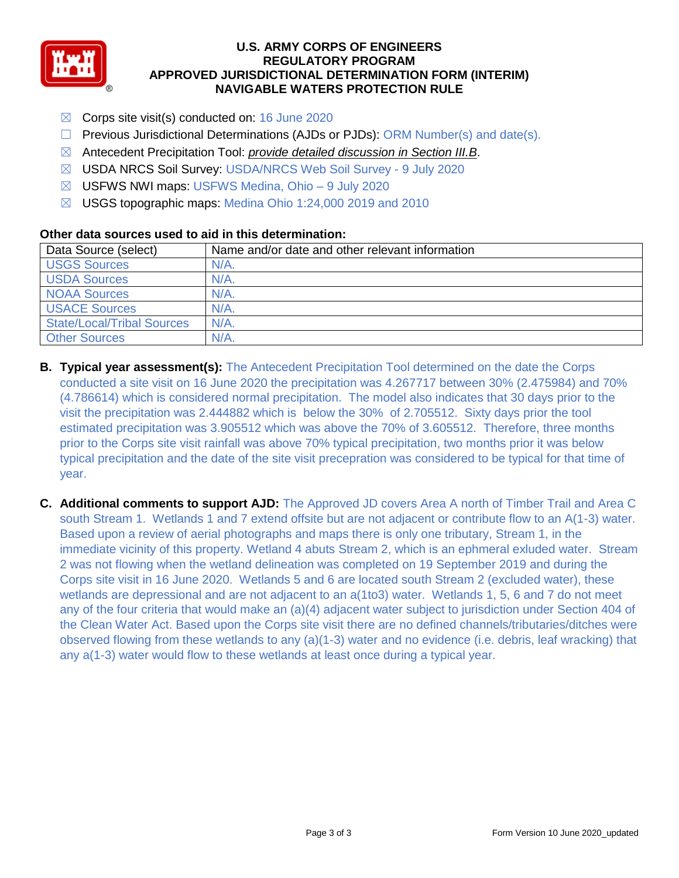# U.S. ARMY CORPS OF ENGINEERS
## REGULATORY PROGRAM
## APPROVED JURISDICTIONAL DETERMINATION FORM (INTERIM)
## NAVIGABLE WATERS PROTECTION RULE

- ☒ Corps site visit(s) conducted on: 16 June 2020
- ☐ Previous Jurisdictional Determinations (AJDs or PJDs): ORM Number(s) and date(s).
- ☒ Antecedent Precipitation Tool: *provide detailed discussion in Section III.B*.
- ☒ USDA NRCS Soil Survey: USDA/NRCS Web Soil Survey - 9 July 2020
- ☒ USFWS NWI maps: USFWS Medina, Ohio – 9 July 2020
- ☒ USGS topographic maps: Medina Ohio 1:24,000 2019 and 2010

**Other data sources used to aid in this determination:**

| Data Source (select) | Name and/or date and other relevant information |
|---|---|
| USGS Sources | N/A. |
| USDA Sources | N/A. |
| NOAA Sources | N/A. |
| USACE Sources | N/A. |
| State/Local/Tribal Sources | N/A. |
| Other Sources | N/A. |

**B. Typical year assessment(s):** The Antecedent Precipitation Tool determined on the date the Corps conducted a site visit on 16 June 2020 the precipitation was 4.267717 between 30% (2.475984) and 70% (4.786614) which is considered normal precipitation. The model also indicates that 30 days prior to the visit the precipitation was 2.444882 which is below the 30% of 2.705512. Sixty days prior the tool estimated precipitation was 3.905512 which was above the 70% of 3.605512. Therefore, three months prior to the Corps site visit rainfall was above 70% typical precipitation, two months prior it was below typical precipitation and the date of the site visit precepration was considered to be typical for that time of year.

**C. Additional comments to support AJD:** The Approved JD covers Area A north of Timber Trail and Area C south Stream 1. Wetlands 1 and 7 extend offsite but are not adjacent or contribute flow to an A(1-3) water. Based upon a review of aerial photographs and maps there is only one tributary, Stream 1, in the immediate vicinity of this property. Wetland 4 abuts Stream 2, which is an ephmeral exluded water. Stream 2 was not flowing when the wetland delineation was completed on 19 September 2019 and during the Corps site visit in 16 June 2020. Wetlands 5 and 6 are located south Stream 2 (excluded water), these wetlands are depressional and are not adjacent to an a(1to3) water. Wetlands 1, 5, 6 and 7 do not meet any of the four criteria that would make an (a)(4) adjacent water subject to jurisdiction under Section 404 of the Clean Water Act. Based upon the Corps site visit there are no defined channels/tributaries/ditches were observed flowing from these wetlands to any (a)(1-3) water and no evidence (i.e. debris, leaf wracking) that any a(1-3) water would flow to these wetlands at least once during a typical year.